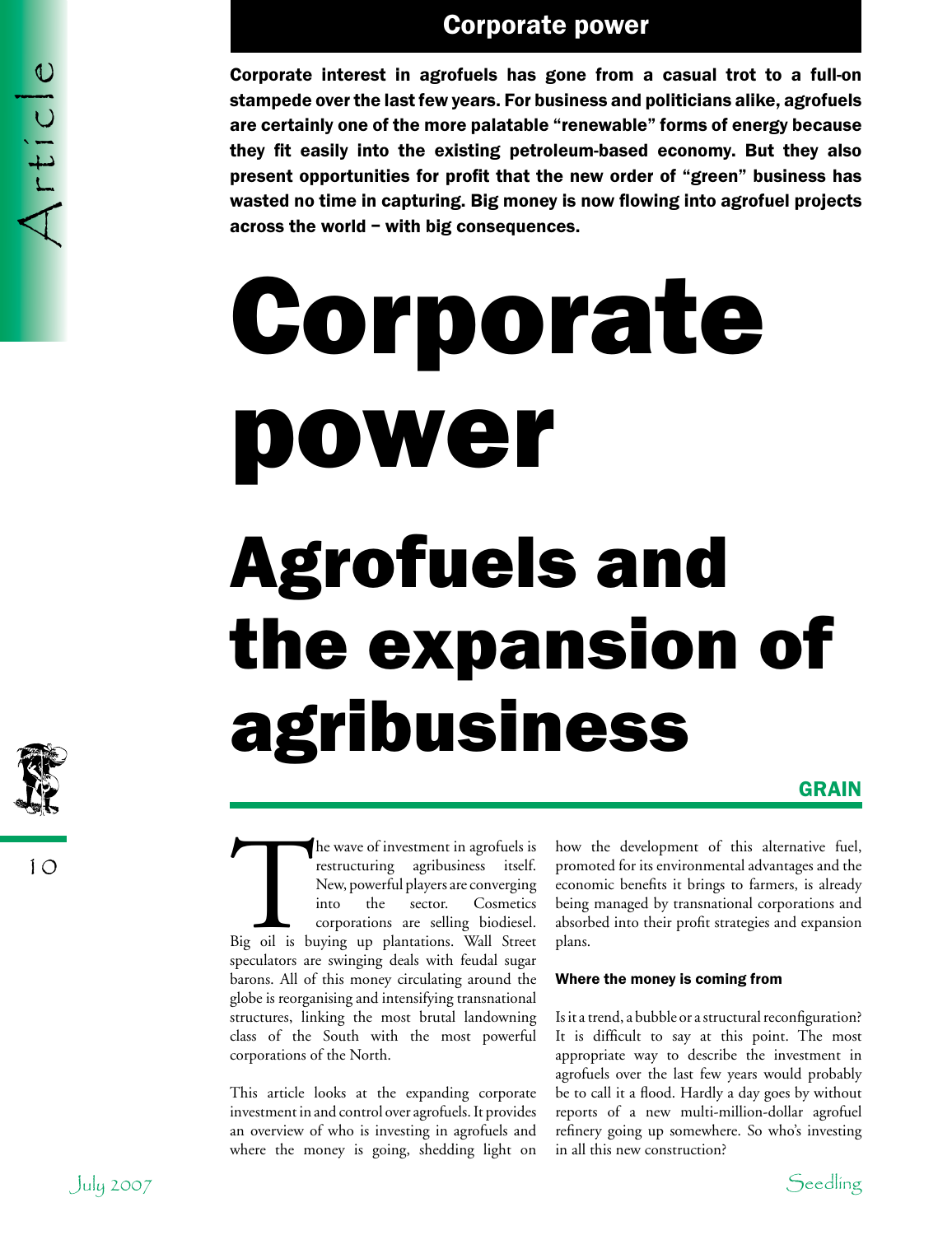Corporate interest in agrofuels has gone from a casual trot to a full-on stampede over the last few years. For business and politicians alike, agrofuels are certainly one of the more palatable "renewable" forms of energy because they fit easily into the existing petroleum-based economy. But they also present opportunities for profit that the new order of "green" business has wasted no time in capturing. Big money is now flowing into agrofuel projects across the world – with big consequences.

# Corporate power

## Agrofuels and the expansion of agribusiness

**GRAIN**

The wave of investment in agrofuels is restructuring agribusiness itself. New, powerful players are converging into the sector. Cosmetics corporations are selling biodiesel. Big oil is buying up plantations. Wall Street speculators are swinging deals with feudal sugar barons. All of this money circulating around the globe is reorganising and intensifying transnational structures, linking the most brutal landowning class of the South with the most powerful corporations of the North.

This article looks at the expanding corporate investment in and control over agrofuels. It provides an overview of who is investing in agrofuels and where the money is going, shedding light on how the development of this alternative fuel, promoted for its environmental advantages and the economic benefits it brings to farmers, is already being managed by transnational corporations and absorbed into their profit strategies and expansion plans.

### Where the money is coming from

Is it a trend, a bubble or a structural reconfiguration? It is difficult to say at this point. The most appropriate way to describe the investment in agrofuels over the last few years would probably be to call it a flood. Hardly a day goes by without reports of a new multi-million-dollar agrofuel refinery going up somewhere. So who's investing in all this new construction?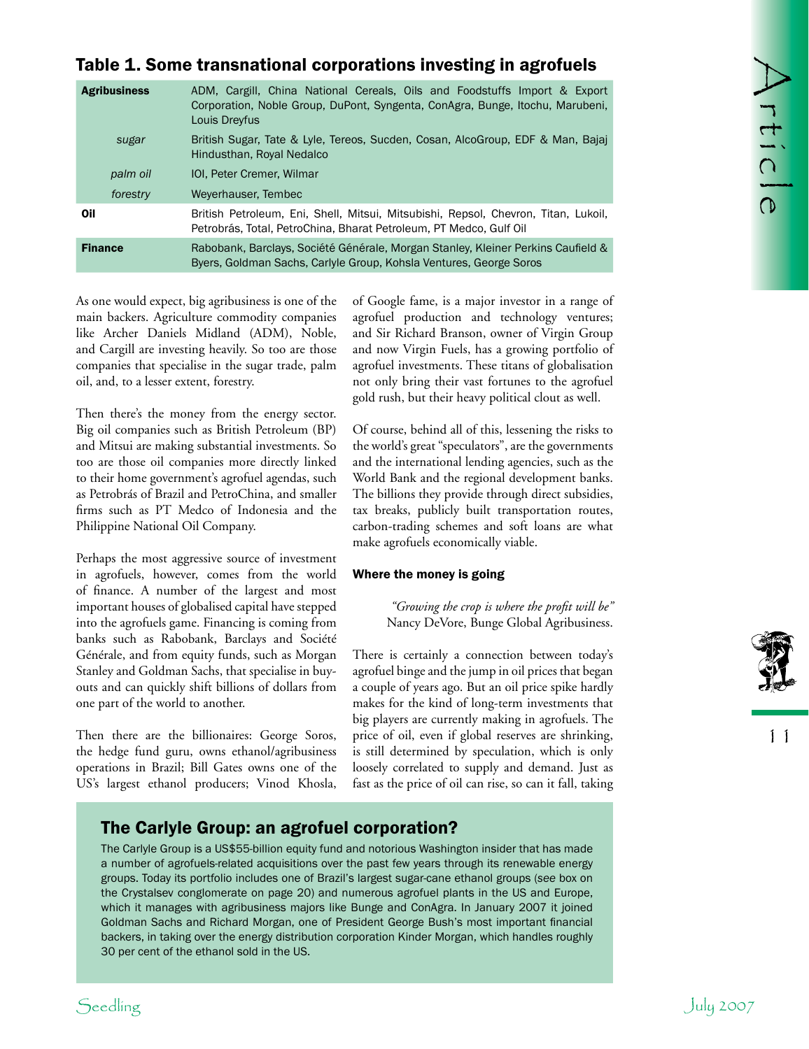## Table 1. Some transnational corporations investing in agrofuels

| | |
|---|---|
| **Agribusiness** | ADM, Cargill, China National Cereals, Oils and Foodstuffs Import & Export Corporation, Noble Group, DuPont, Syngenta, ConAgra, Bunge, Itochu, Marubeni, Louis Dreyfus |
| *sugar* | British Sugar, Tate & Lyle, Tereos, Sucden, Cosan, AlcoGroup, EDF & Man, Bajaj Hindusthan, Royal Nedalco |
| *palm oil* | IOI, Peter Cremer, Wilmar |
| *forestry* | Weyerhauser, Tembec |
| **Oil** | British Petroleum, Eni, Shell, Mitsui, Mitsubishi, Repsol, Chevron, Titan, Lukoil, Petrobrás, Total, PetroChina, Bharat Petroleum, PT Medco, Gulf Oil |
| **Finance** | Rabobank, Barclays, Société Générale, Morgan Stanley, Kleiner Perkins Caufield & Byers, Goldman Sachs, Carlyle Group, Kohsla Ventures, George Soros |

As one would expect, big agribusiness is one of the main backers. Agriculture commodity companies like Archer Daniels Midland (ADM), Noble, and Cargill are investing heavily. So too are those companies that specialise in the sugar trade, palm oil, and, to a lesser extent, forestry.

Then there's the money from the energy sector. Big oil companies such as British Petroleum (BP) and Mitsui are making substantial investments. So too are those oil companies more directly linked to their home government's agrofuel agendas, such as Petrobrás of Brazil and PetroChina, and smaller firms such as PT Medco of Indonesia and the Philippine National Oil Company.

Perhaps the most aggressive source of investment in agrofuels, however, comes from the world of finance. A number of the largest and most important houses of globalised capital have stepped into the agrofuels game. Financing is coming from banks such as Rabobank, Barclays and Société Générale, and from equity funds, such as Morgan Stanley and Goldman Sachs, that specialise in buy-outs and can quickly shift billions of dollars from one part of the world to another.

Then there are the billionaires: George Soros, the hedge fund guru, owns ethanol/agribusiness operations in Brazil; Bill Gates owns one of the US's largest ethanol producers; Vinod Khosla, of Google fame, is a major investor in a range of agrofuel production and technology ventures; and Sir Richard Branson, owner of Virgin Group and now Virgin Fuels, has a growing portfolio of agrofuel investments. These titans of globalisation not only bring their vast fortunes to the agrofuel gold rush, but their heavy political clout as well.

Of course, behind all of this, lessening the risks to the world's great "speculators", are the governments and the international lending agencies, such as the World Bank and the regional development banks. The billions they provide through direct subsidies, tax breaks, publicly built transportation routes, carbon-trading schemes and soft loans are what make agrofuels economically viable.

#### Where the money is going

> *"Growing the crop is where the profit will be"*
> Nancy DeVore, Bunge Global Agribusiness.

There is certainly a connection between today's agrofuel binge and the jump in oil prices that began a couple of years ago. But an oil price spike hardly makes for the kind of long-term investments that big players are currently making in agrofuels. The price of oil, even if global reserves are shrinking, is still determined by speculation, which is only loosely correlated to supply and demand. Just as fast as the price of oil can rise, so can it fall, taking

### The Carlyle Group: an agrofuel corporation?

The Carlyle Group is a US$55-billion equity fund and notorious Washington insider that has made a number of agrofuels-related acquisitions over the past few years through its renewable energy groups. Today its portfolio includes one of Brazil's largest sugar-cane ethanol groups (*see* box on the Crystalsev conglomerate on page 20) and numerous agrofuel plants in the US and Europe, which it manages with agribusiness majors like Bunge and ConAgra. In January 2007 it joined Goldman Sachs and Richard Morgan, one of President George Bush's most important financial backers, in taking over the energy distribution corporation Kinder Morgan, which handles roughly 30 per cent of the ethanol sold in the US.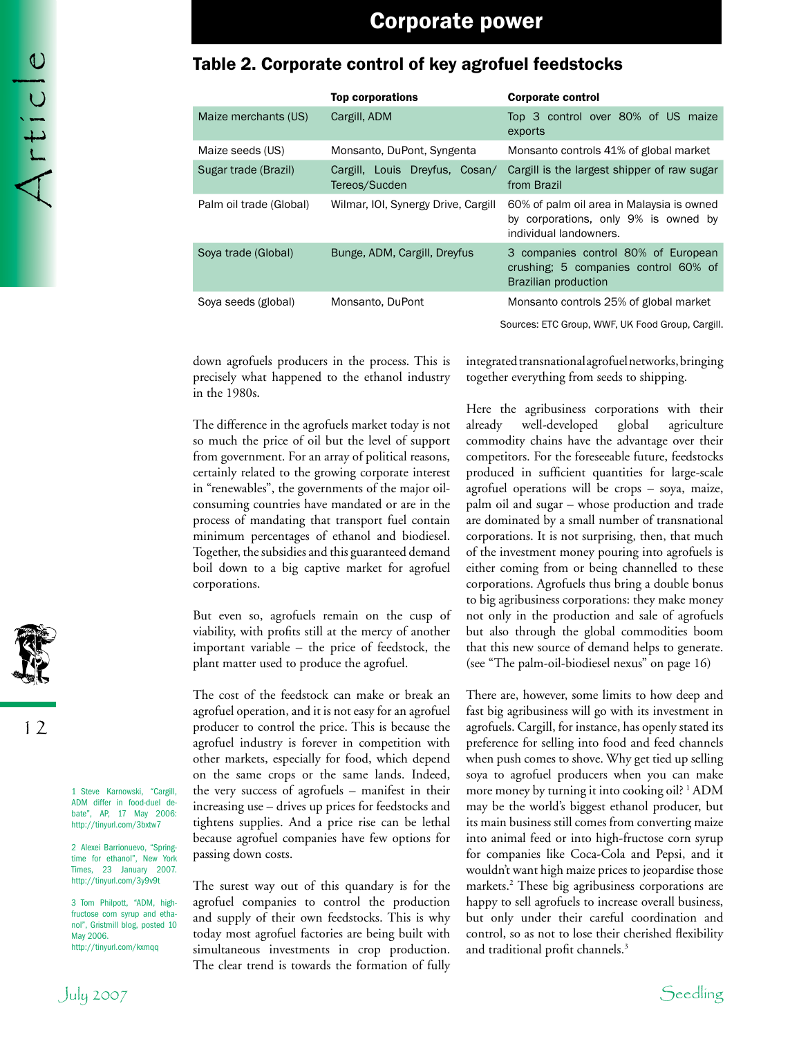## Table 2. Corporate control of key agrofuel feedstocks

| | Top corporations | Corporate control |
|---|---|---|
| Maize merchants (US) | Cargill, ADM | Top 3 control over 80% of US maize exports |
| Maize seeds (US) | Monsanto, DuPont, Syngenta | Monsanto controls 41% of global market |
| Sugar trade (Brazil) | Cargill, Louis Dreyfus, Cosan/ Tereos/Sucden | Cargill is the largest shipper of raw sugar from Brazil |
| Palm oil trade (Global) | Wilmar, IOI, Synergy Drive, Cargill | 60% of palm oil area in Malaysia is owned by corporations, only 9% is owned by individual landowners. |
| Soya trade (Global) | Bunge, ADM, Cargill, Dreyfus | 3 companies control 80% of European crushing; 5 companies control 60% of Brazilian production |
| Soya seeds (global) | Monsanto, DuPont | Monsanto controls 25% of global market |

Sources: ETC Group, WWF, UK Food Group, Cargill.

down agrofuels producers in the process. This is precisely what happened to the ethanol industry in the 1980s.

The difference in the agrofuels market today is not so much the price of oil but the level of support from government. For an array of political reasons, certainly related to the growing corporate interest in "renewables", the governments of the major oil-consuming countries have mandated or are in the process of mandating that transport fuel contain minimum percentages of ethanol and biodiesel. Together, the subsidies and this guaranteed demand boil down to a big captive market for agrofuel corporations.

But even so, agrofuels remain on the cusp of viability, with profits still at the mercy of another important variable – the price of feedstock, the plant matter used to produce the agrofuel.

The cost of the feedstock can make or break an agrofuel operation, and it is not easy for an agrofuel producer to control the price. This is because the agrofuel industry is forever in competition with other markets, especially for food, which depend on the same crops or the same lands. Indeed, the very success of agrofuels – manifest in their increasing use – drives up prices for feedstocks and tightens supplies. And a price rise can be lethal because agrofuel companies have few options for passing down costs.

The surest way out of this quandary is for the agrofuel companies to control the production and supply of their own feedstocks. This is why today most agrofuel factories are being built with simultaneous investments in crop production. The clear trend is towards the formation of fully integrated transnational agrofuel networks, bringing together everything from seeds to shipping.

Here the agribusiness corporations with their already well-developed global agriculture commodity chains have the advantage over their competitors. For the foreseeable future, feedstocks produced in sufficient quantities for large-scale agrofuel operations will be crops – soya, maize, palm oil and sugar – whose production and trade are dominated by a small number of transnational corporations. It is not surprising, then, that much of the investment money pouring into agrofuels is either coming from or being channelled to these corporations. Agrofuels thus bring a double bonus to big agribusiness corporations: they make money not only in the production and sale of agrofuels but also through the global commodities boom that this new source of demand helps to generate. (see "The palm-oil-biodiesel nexus" on page 16)

There are, however, some limits to how deep and fast big agribusiness will go with its investment in agrofuels. Cargill, for instance, has openly stated its preference for selling into food and feed channels when push comes to shove. Why get tied up selling soya to agrofuel producers when you can make more money by turning it into cooking oil? [1] ADM may be the world's biggest ethanol producer, but its main business still comes from converting maize into animal feed or into high-fructose corn syrup for companies like Coca-Cola and Pepsi, and it wouldn't want high maize prices to jeopardise those markets.[2] These big agribusiness corporations are happy to sell agrofuels to increase overall business, but only under their careful coordination and control, so as not to lose their cherished flexibility and traditional profit channels.[3]

1 Steve Karnowski, "Cargill, ADM differ in food-duel debate", AP, 17 May 2006: http://tinyurl.com/3bxtw7

2 Alexei Barrionuevo, "Springtime for ethanol", New York Times, 23 January 2007. http://tinyurl.com/3y9v9t

3 Tom Philpott, "ADM, high-fructose corn syrup and ethanol", Gristmill blog, posted 10 May 2006. http://tinyurl.com/kxmqq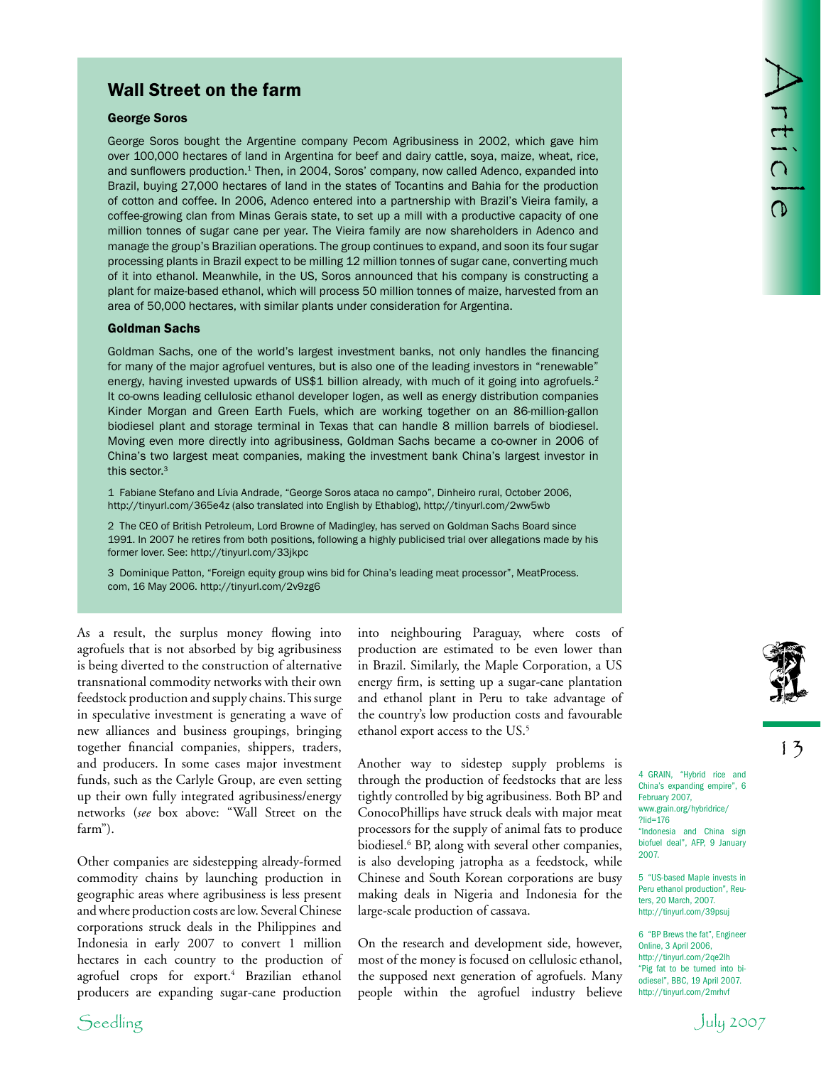## Wall Street on the farm

### George Soros

George Soros bought the Argentine company Pecom Agribusiness in 2002, which gave him over 100,000 hectares of land in Argentina for beef and dairy cattle, soya, maize, wheat, rice, and sunflowers production.[1] Then, in 2004, Soros' company, now called Adenco, expanded into Brazil, buying 27,000 hectares of land in the states of Tocantins and Bahia for the production of cotton and coffee. In 2006, Adenco entered into a partnership with Brazil's Vieira family, a coffee-growing clan from Minas Gerais state, to set up a mill with a productive capacity of one million tonnes of sugar cane per year. The Vieira family are now shareholders in Adenco and manage the group's Brazilian operations. The group continues to expand, and soon its four sugar processing plants in Brazil expect to be milling 12 million tonnes of sugar cane, converting much of it into ethanol. Meanwhile, in the US, Soros announced that his company is constructing a plant for maize-based ethanol, which will process 50 million tonnes of maize, harvested from an area of 50,000 hectares, with similar plants under consideration for Argentina.

### Goldman Sachs

Goldman Sachs, one of the world's largest investment banks, not only handles the financing for many of the major agrofuel ventures, but is also one of the leading investors in "renewable" energy, having invested upwards of US$1 billion already, with much of it going into agrofuels.[2] It co-owns leading cellulosic ethanol developer Iogen, as well as energy distribution companies Kinder Morgan and Green Earth Fuels, which are working together on an 86-million-gallon biodiesel plant and storage terminal in Texas that can handle 8 million barrels of biodiesel. Moving even more directly into agribusiness, Goldman Sachs became a co-owner in 2006 of China's two largest meat companies, making the investment bank China's largest investor in this sector.[3]

1 Fabiane Stefano and Lívia Andrade, "George Soros ataca no campo", Dinheiro rural, October 2006, http://tinyurl.com/365e4z (also translated into English by Ethablog), http://tinyurl.com/2ww5wb

2 The CEO of British Petroleum, Lord Browne of Madingley, has served on Goldman Sachs Board since 1991. In 2007 he retires from both positions, following a highly publicised trial over allegations made by his former lover. See: http://tinyurl.com/33jkpc

3 Dominique Patton, "Foreign equity group wins bid for China's leading meat processor", MeatProcess.com, 16 May 2006. http://tinyurl.com/2v9zg6

As a result, the surplus money flowing into agrofuels that is not absorbed by big agribusiness is being diverted to the construction of alternative transnational commodity networks with their own feedstock production and supply chains. This surge in speculative investment is generating a wave of new alliances and business groupings, bringing together financial companies, shippers, traders, and producers. In some cases major investment funds, such as the Carlyle Group, are even setting up their own fully integrated agribusiness/energy networks (*see* box above: "Wall Street on the farm").

Other companies are sidestepping already-formed commodity chains by launching production in geographic areas where agribusiness is less present and where production costs are low. Several Chinese corporations struck deals in the Philippines and Indonesia in early 2007 to convert 1 million hectares in each country to the production of agrofuel crops for export.[4] Brazilian ethanol producers are expanding sugar-cane production into neighbouring Paraguay, where costs of production are estimated to be even lower than in Brazil. Similarly, the Maple Corporation, a US energy firm, is setting up a sugar-cane plantation and ethanol plant in Peru to take advantage of the country's low production costs and favourable ethanol export access to the US.[5]

Another way to sidestep supply problems is through the production of feedstocks that are less tightly controlled by big agribusiness. Both BP and ConocoPhillips have struck deals with major meat processors for the supply of animal fats to produce biodiesel.[6] BP, along with several other companies, is also developing jatropha as a feedstock, while Chinese and South Korean corporations are busy making deals in Nigeria and Indonesia for the large-scale production of cassava.

On the research and development side, however, most of the money is focused on cellulosic ethanol, the supposed next generation of agrofuels. Many people within the agrofuel industry believe

4 GRAIN, "Hybrid rice and China's expanding empire", 6 February 2007, www.grain.org/hybridrice/?lid=176
"Indonesia and China sign biofuel deal", AFP, 9 January 2007.

5 "US-based Maple invests in Peru ethanol production", Reuters, 20 March, 2007. http://tinyurl.com/39psuj

6 "BP Brews the fat", Engineer Online, 3 April 2006, http://tinyurl.com/2qe2lh
"Pig fat to be turned into biodiesel", BBC, 19 April 2007. http://tinyurl.com/2mrhvf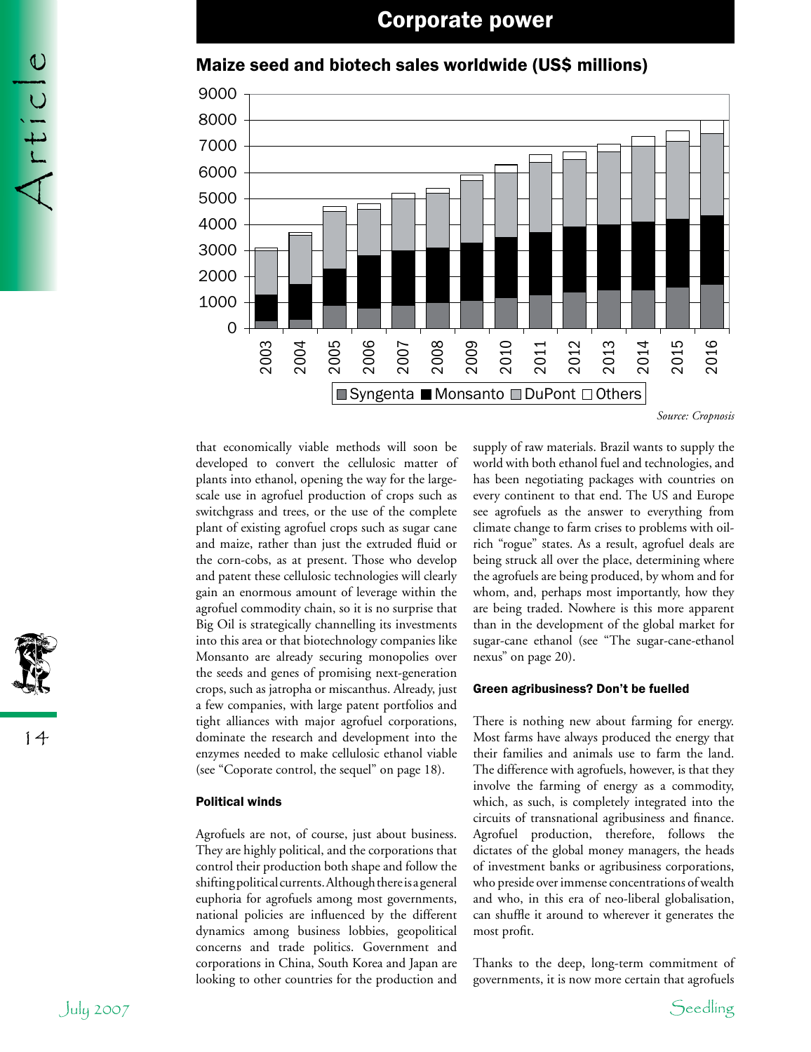## Corporate power

### Maize seed and biotech sales worldwide (US$ millions)

Source: Cropnosis

that economically viable methods will soon be developed to convert the cellulosic matter of plants into ethanol, opening the way for the large-scale use in agrofuel production of crops such as switchgrass and trees, or the use of the complete plant of existing agrofuel crops such as sugar cane and maize, rather than just the extruded fluid or the corn-cobs, as at present. Those who develop and patent these cellulosic technologies will clearly gain an enormous amount of leverage within the agrofuel commodity chain, so it is no surprise that Big Oil is strategically channelling its investments into this area or that biotechnology companies like Monsanto are already securing monopolies over the seeds and genes of promising next-generation crops, such as jatropha or miscanthus. Already, just a few companies, with large patent portfolios and tight alliances with major agrofuel corporations, dominate the research and development into the enzymes needed to make cellulosic ethanol viable (see "Coporate control, the sequel" on page 18).

#### Political winds

Agrofuels are not, of course, just about business. They are highly political, and the corporations that control their production both shape and follow the shifting political currents. Although there is a general euphoria for agrofuels among most governments, national policies are influenced by the different dynamics among business lobbies, geopolitical concerns and trade politics. Government and corporations in China, South Korea and Japan are looking to other countries for the production and supply of raw materials. Brazil wants to supply the world with both ethanol fuel and technologies, and has been negotiating packages with countries on every continent to that end. The US and Europe see agrofuels as the answer to everything from climate change to farm crises to problems with oil-rich "rogue" states. As a result, agrofuel deals are being struck all over the place, determining where the agrofuels are being produced, by whom and for whom, and, perhaps most importantly, how they are being traded. Nowhere is this more apparent than in the development of the global market for sugar-cane ethanol (see "The sugar-cane-ethanol nexus" on page 20).

#### Green agribusiness? Don't be fuelled

There is nothing new about farming for energy. Most farms have always produced the energy that their families and animals use to farm the land. The difference with agrofuels, however, is that they involve the farming of energy as a commodity, which, as such, is completely integrated into the circuits of transnational agribusiness and finance. Agrofuel production, therefore, follows the dictates of the global money managers, the heads of investment banks or agribusiness corporations, who preside over immense concentrations of wealth and who, in this era of neo-liberal globalisation, can shuffle it around to wherever it generates the most profit.

Thanks to the deep, long-term commitment of governments, it is now more certain that agrofuels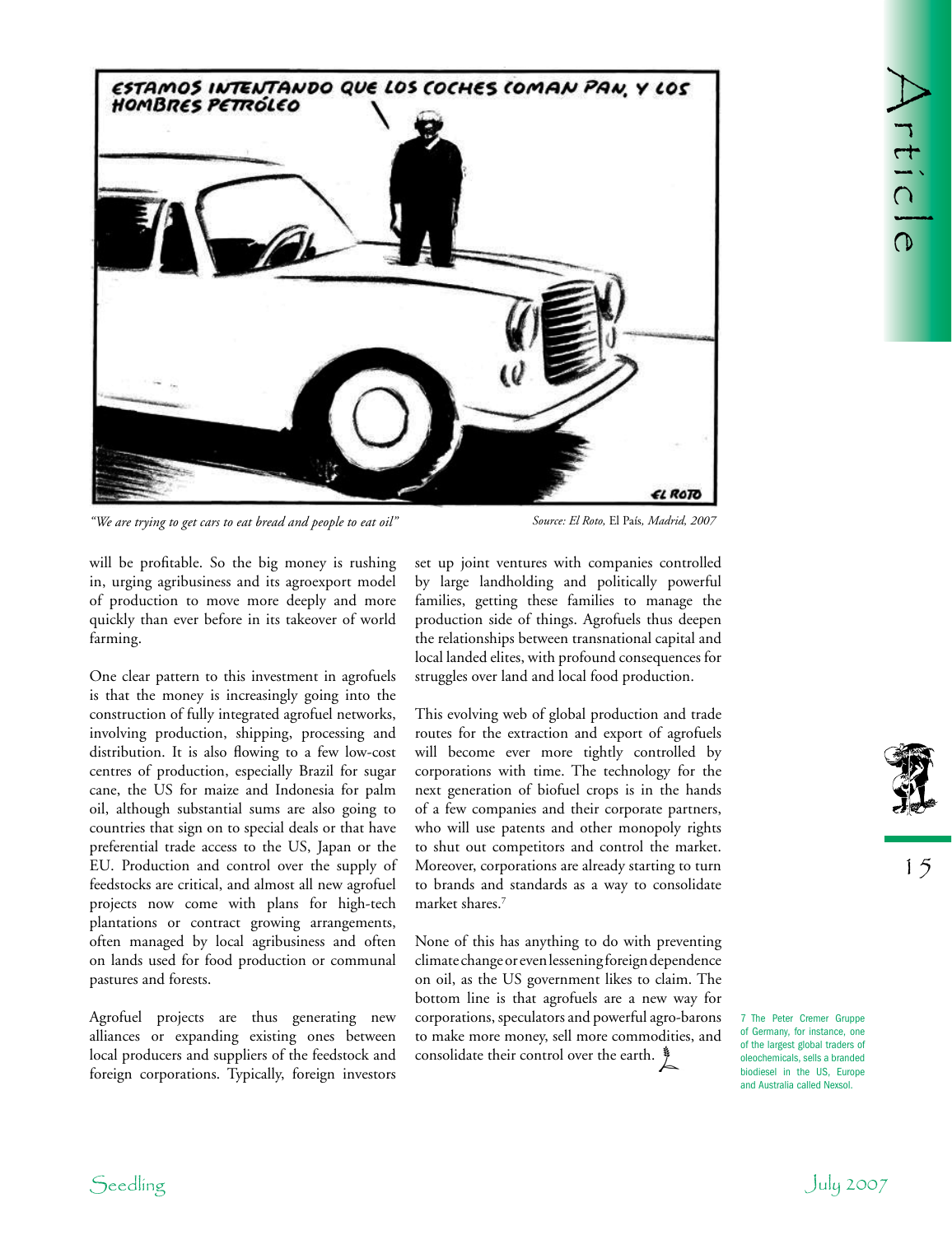*"We are trying to get cars to eat bread and people to eat oil"*

*Source: El Roto,* El País*, Madrid, 2007*

will be profitable. So the big money is rushing in, urging agribusiness and its agroexport model of production to move more deeply and more quickly than ever before in its takeover of world farming.

One clear pattern to this investment in agrofuels is that the money is increasingly going into the construction of fully integrated agrofuel networks, involving production, shipping, processing and distribution. It is also flowing to a few low-cost centres of production, especially Brazil for sugar cane, the US for maize and Indonesia for palm oil, although substantial sums are also going to countries that sign on to special deals or that have preferential trade access to the US, Japan or the EU. Production and control over the supply of feedstocks are critical, and almost all new agrofuel projects now come with plans for high-tech plantations or contract growing arrangements, often managed by local agribusiness and often on lands used for food production or communal pastures and forests.

Agrofuel projects are thus generating new alliances or expanding existing ones between local producers and suppliers of the feedstock and foreign corporations. Typically, foreign investors set up joint ventures with companies controlled by large landholding and politically powerful families, getting these families to manage the production side of things. Agrofuels thus deepen the relationships between transnational capital and local landed elites, with profound consequences for struggles over land and local food production.

This evolving web of global production and trade routes for the extraction and export of agrofuels will become ever more tightly controlled by corporations with time. The technology for the next generation of biofuel crops is in the hands of a few companies and their corporate partners, who will use patents and other monopoly rights to shut out competitors and control the market. Moreover, corporations are already starting to turn to brands and standards as a way to consolidate market shares.[7]

None of this has anything to do with preventing climate change or even lessening foreign dependence on oil, as the US government likes to claim. The bottom line is that agrofuels are a new way for corporations, speculators and powerful agro-barons to make more money, sell more commodities, and consolidate their control over the earth.

7 The Peter Cremer Gruppe of Germany, for instance, one of the largest global traders of oleochemicals, sells a branded biodiesel in the US, Europe and Australia called Nexsol.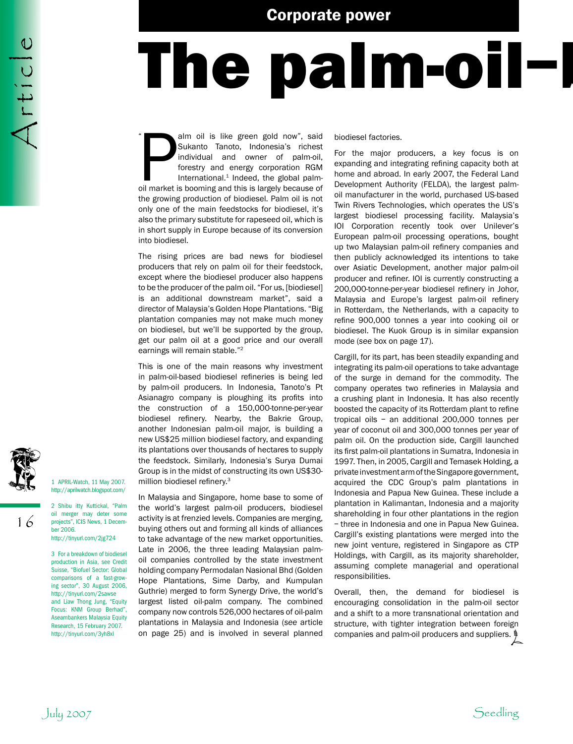## Corporate power

# The palm-oil–

"Palm oil is like green gold now", said Sukanto Tanoto, Indonesia's richest individual and owner of palm-oil, forestry and energy corporation RGM International.[1] Indeed, the global palm-oil market is booming and this is largely because of the growing production of biodiesel. Palm oil is not only one of the main feedstocks for biodiesel, it's also the primary substitute for rapeseed oil, which is in short supply in Europe because of its conversion into biodiesel.

The rising prices are bad news for biodiesel producers that rely on palm oil for their feedstock, except where the biodiesel producer also happens to be the producer of the palm oil. "For us, [biodiesel] is an additional downstream market", said a director of Malaysia's Golden Hope Plantations. "Big plantation companies may not make much money on biodiesel, but we'll be supported by the group, get our palm oil at a good price and our overall earnings will remain stable."[2]

This is one of the main reasons why investment in palm-oil-based biodiesel refineries is being led by palm-oil producers. In Indonesia, Tanoto's Pt Asianagro company is ploughing its profits into the construction of a 150,000-tonne-per-year biodiesel refinery. Nearby, the Bakrie Group, another Indonesian palm-oil major, is building a new US$25 million biodiesel factory, and expanding its plantations over thousands of hectares to supply the feedstock. Similarly, Indonesia's Surya Dumai Group is in the midst of constructing its own US$30-million biodiesel refinery.[3]

In Malaysia and Singapore, home base to some of the world's largest palm-oil producers, biodiesel activity is at frenzied levels. Companies are merging, buying others out and forming all kinds of alliances to take advantage of the new market opportunities. Late in 2006, the three leading Malaysian palm-oil companies controlled by the state investment holding company Permodalan Nasional Bhd (Golden Hope Plantations, Sime Darby, and Kumpulan Guthrie) merged to form Synergy Drive, the world's largest listed oil-palm company. The combined company now controls 526,000 hectares of oil-palm plantations in Malaysia and Indonesia (*see* article on page 25) and is involved in several planned biodiesel factories.

For the major producers, a key focus is on expanding and integrating refining capacity both at home and abroad. In early 2007, the Federal Land Development Authority (FELDA), the largest palm-oil manufacturer in the world, purchased US-based Twin Rivers Technologies, which operates the US's largest biodiesel processing facility. Malaysia's IOI Corporation recently took over Unilever's European palm-oil processing operations, bought up two Malaysian palm-oil refinery companies and then publicly acknowledged its intentions to take over Asiatic Development, another major palm-oil producer and refiner. IOI is currently constructing a 200,000-tonne-per-year biodiesel refinery in Johor, Malaysia and Europe's largest palm-oil refinery in Rotterdam, the Netherlands, with a capacity to refine 900,000 tonnes a year into cooking oil or biodiesel. The Kuok Group is in similar expansion mode (*see* box on page 17).

Cargill, for its part, has been steadily expanding and integrating its palm-oil operations to take advantage of the surge in demand for the commodity. The company operates two refineries in Malaysia and a crushing plant in Indonesia. It has also recently boosted the capacity of its Rotterdam plant to refine tropical oils – an additional 200,000 tonnes per year of coconut oil and 300,000 tonnes per year of palm oil. On the production side, Cargill launched its first palm-oil plantations in Sumatra, Indonesia in 1997. Then, in 2005, Cargill and Temasek Holding, a private investment arm of the Singapore government, acquired the CDC Group's palm plantations in Indonesia and Papua New Guinea. These include a plantation in Kalimantan, Indonesia and a majority shareholding in four other plantations in the region – three in Indonesia and one in Papua New Guinea. Cargill's existing plantations were merged into the new joint venture, registered in Singapore as CTP Holdings, with Cargill, as its majority shareholder, assuming complete managerial and operational responsibilities.

Overall, then, the demand for biodiesel is encouraging consolidation in the palm-oil sector and a shift to a more transnational orientation and structure, with tighter integration between foreign companies and palm-oil producers and suppliers.

---

1 APRIL-Watch, 11 May 2007. http://aprilwatch.blogspot.com/

2 Shibu itty Kuttickal, "Palm oil merger may deter some projects", ICIS News, 1 December 2006. http://tinyurl.com/2jg724

3 For a breakdown of biodiesel production in Asia, see Credit Suisse, "Biofuel Sector: Global comparisons of a fast-growing sector", 30 August 2006, http://tinyurl.com/2sawse and Liaw Thong Jung, "Equity Focus: KNM Group Berhad", Aseambankers Malaysia Equity Research, 15 February 2007. http://tinyurl.com/3yh8xl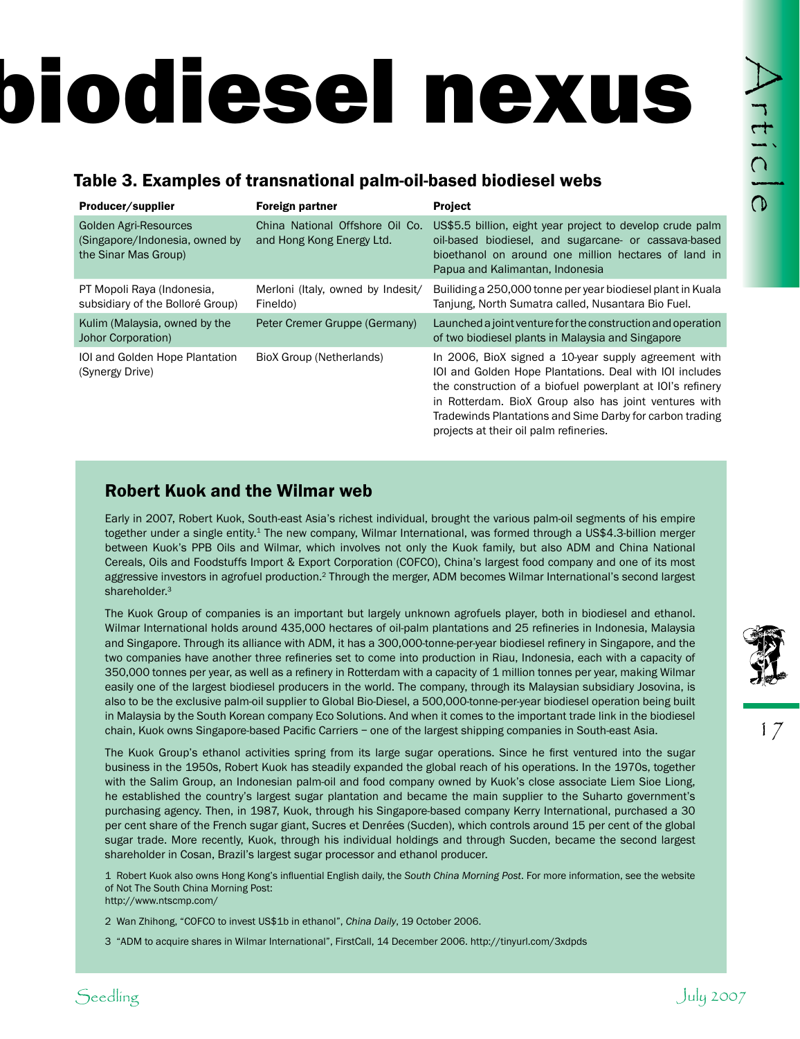# biodiesel nexus

## Table 3. Examples of transnational palm-oil-based biodiesel webs

| Producer/supplier | Foreign partner | Project |
|---|---|---|
| Golden Agri-Resources (Singapore/Indonesia, owned by the Sinar Mas Group) | China National Offshore Oil Co. and Hong Kong Energy Ltd. | US$5.5 billion, eight year project to develop crude palm oil-based biodiesel, and sugarcane- or cassava-based bioethanol on around one million hectares of land in Papua and Kalimantan, Indonesia |
| PT Mopoli Raya (Indonesia, subsidiary of the Bolloré Group) | Merloni (Italy, owned by Indesit/ Fineldo) | Builiding a 250,000 tonne per year biodiesel plant in Kuala Tanjung, North Sumatra called, Nusantara Bio Fuel. |
| Kulim (Malaysia, owned by the Johor Corporation) | Peter Cremer Gruppe (Germany) | Launched a joint venture for the construction and operation of two biodiesel plants in Malaysia and Singapore |
| IOI and Golden Hope Plantation (Synergy Drive) | BioX Group (Netherlands) | In 2006, BioX signed a 10-year supply agreement with IOI and Golden Hope Plantations. Deal with IOI includes the construction of a biofuel powerplant at IOI's refinery in Rotterdam. BioX Group also has joint ventures with Tradewinds Plantations and Sime Darby for carbon trading projects at their oil palm refineries. |

## Robert Kuok and the Wilmar web

Early in 2007, Robert Kuok, South-east Asia's richest individual, brought the various palm-oil segments of his empire together under a single entity.[1] The new company, Wilmar International, was formed through a US$4.3-billion merger between Kuok's PPB Oils and Wilmar, which involves not only the Kuok family, but also ADM and China National Cereals, Oils and Foodstuffs Import & Export Corporation (COFCO), China's largest food company and one of its most aggressive investors in agrofuel production.[2] Through the merger, ADM becomes Wilmar International's second largest shareholder.[3]

The Kuok Group of companies is an important but largely unknown agrofuels player, both in biodiesel and ethanol. Wilmar International holds around 435,000 hectares of oil-palm plantations and 25 refineries in Indonesia, Malaysia and Singapore. Through its alliance with ADM, it has a 300,000-tonne-per-year biodiesel refinery in Singapore, and the two companies have another three refineries set to come into production in Riau, Indonesia, each with a capacity of 350,000 tonnes per year, as well as a refinery in Rotterdam with a capacity of 1 million tonnes per year, making Wilmar easily one of the largest biodiesel producers in the world. The company, through its Malaysian subsidiary Josovina, is also to be the exclusive palm-oil supplier to Global Bio-Diesel, a 500,000-tonne-per-year biodiesel operation being built in Malaysia by the South Korean company Eco Solutions. And when it comes to the important trade link in the biodiesel chain, Kuok owns Singapore-based Pacific Carriers – one of the largest shipping companies in South-east Asia.

The Kuok Group's ethanol activities spring from its large sugar operations. Since he first ventured into the sugar business in the 1950s, Robert Kuok has steadily expanded the global reach of his operations. In the 1970s, together with the Salim Group, an Indonesian palm-oil and food company owned by Kuok's close associate Liem Sioe Liong, he established the country's largest sugar plantation and became the main supplier to the Suharto government's purchasing agency. Then, in 1987, Kuok, through his Singapore-based company Kerry International, purchased a 30 per cent share of the French sugar giant, Sucres et Denrées (Sucden), which controls around 15 per cent of the global sugar trade. More recently, Kuok, through his individual holdings and through Sucden, became the second largest shareholder in Cosan, Brazil's largest sugar processor and ethanol producer.

1 Robert Kuok also owns Hong Kong's influential English daily, the *South China Morning Post*. For more information, see the website of Not The South China Morning Post: http://www.ntscmp.com/

2 Wan Zhihong, "COFCO to invest US$1b in ethanol", *China Daily*, 19 October 2006.

3 "ADM to acquire shares in Wilmar International", FirstCall, 14 December 2006. http://tinyurl.com/3xdpds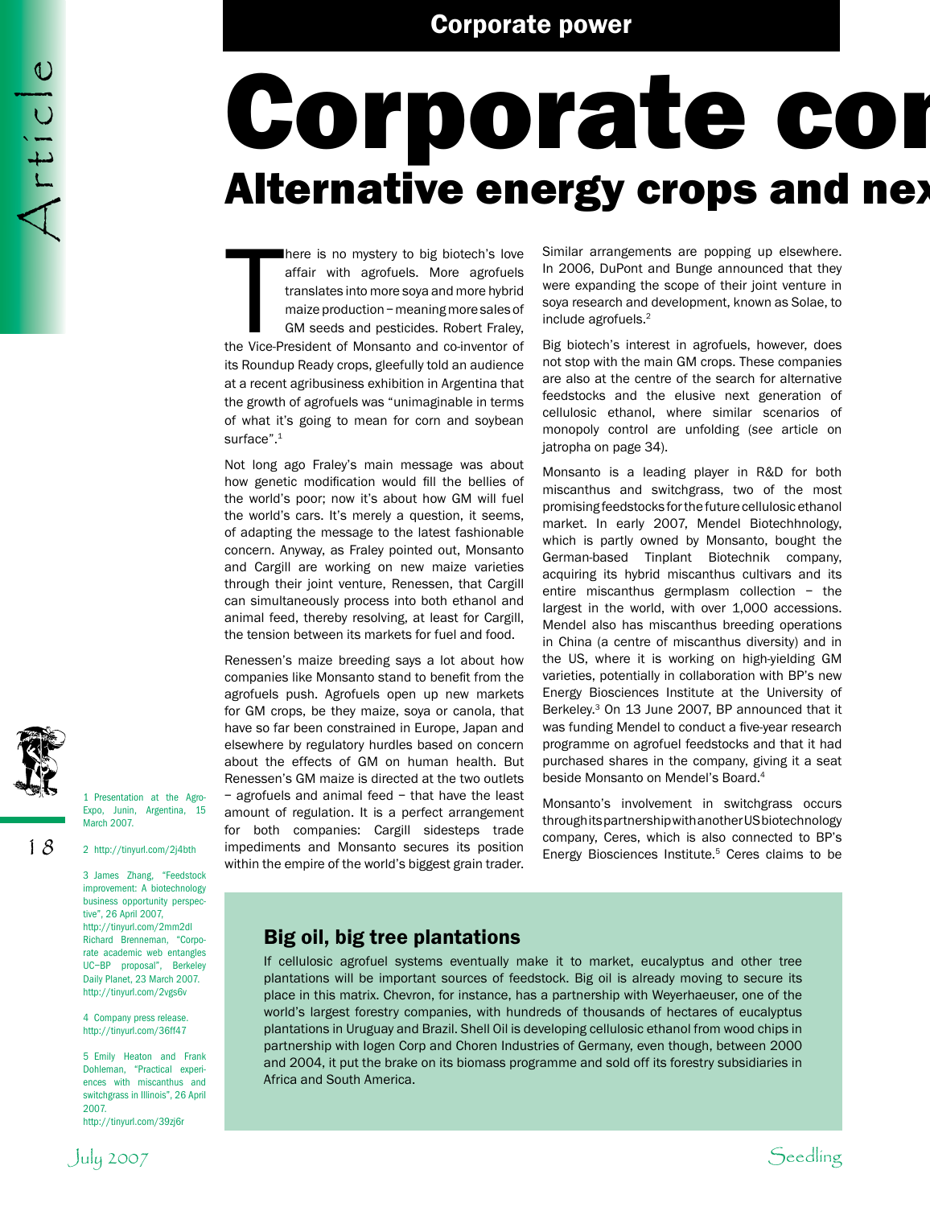# Corporate con

## Alternative energy crops and nex

There is no mystery to big biotech's love affair with agrofuels. More agrofuels translates into more soya and more hybrid maize production – meaning more sales of GM seeds and pesticides. Robert Fraley, the Vice-President of Monsanto and co-inventor of its Roundup Ready crops, gleefully told an audience at a recent agribusiness exhibition in Argentina that the growth of agrofuels was "unimaginable in terms of what it's going to mean for corn and soybean surface".[1]

Not long ago Fraley's main message was about how genetic modification would fill the bellies of the world's poor; now it's about how GM will fuel the world's cars. It's merely a question, it seems, of adapting the message to the latest fashionable concern. Anyway, as Fraley pointed out, Monsanto and Cargill are working on new maize varieties through their joint venture, Renessen, that Cargill can simultaneously process into both ethanol and animal feed, thereby resolving, at least for Cargill, the tension between its markets for fuel and food.

Renessen's maize breeding says a lot about how companies like Monsanto stand to benefit from the agrofuels push. Agrofuels open up new markets for GM crops, be they maize, soya or canola, that have so far been constrained in Europe, Japan and elsewhere by regulatory hurdles based on concern about the effects of GM on human health. But Renessen's GM maize is directed at the two outlets – agrofuels and animal feed – that have the least amount of regulation. It is a perfect arrangement for both companies: Cargill sidesteps trade impediments and Monsanto secures its position within the empire of the world's biggest grain trader.

Similar arrangements are popping up elsewhere. In 2006, DuPont and Bunge announced that they were expanding the scope of their joint venture in soya research and development, known as Solae, to include agrofuels.[2]

Big biotech's interest in agrofuels, however, does not stop with the main GM crops. These companies are also at the centre of the search for alternative feedstocks and the elusive next generation of cellulosic ethanol, where similar scenarios of monopoly control are unfolding (*see* article on jatropha on page 34).

Monsanto is a leading player in R&D for both miscanthus and switchgrass, two of the most promising feedstocks for the future cellulosic ethanol market. In early 2007, Mendel Biotechhnology, which is partly owned by Monsanto, bought the German-based Tinplant Biotechnik company, acquiring its hybrid miscanthus cultivars and its entire miscanthus germplasm collection – the largest in the world, with over 1,000 accessions. Mendel also has miscanthus breeding operations in China (a centre of miscanthus diversity) and in the US, where it is working on high-yielding GM varieties, potentially in collaboration with BP's new Energy Biosciences Institute at the University of Berkeley.[3] On 13 June 2007, BP announced that it was funding Mendel to conduct a five-year research programme on agrofuel feedstocks and that it had purchased shares in the company, giving it a seat beside Monsanto on Mendel's Board.[4]

Monsanto's involvement in switchgrass occurs through its partnership with another US biotechnology company, Ceres, which is also connected to BP's Energy Biosciences Institute.[5] Ceres claims to be

### Big oil, big tree plantations

If cellulosic agrofuel systems eventually make it to market, eucalyptus and other tree plantations will be important sources of feedstock. Big oil is already moving to secure its place in this matrix. Chevron, for instance, has a partnership with Weyerhaeuser, one of the world's largest forestry companies, with hundreds of thousands of hectares of eucalyptus plantations in Uruguay and Brazil. Shell Oil is developing cellulosic ethanol from wood chips in partnership with Iogen Corp and Choren Industries of Germany, even though, between 2000 and 2004, it put the brake on its biomass programme and sold off its forestry subsidiaries in Africa and South America.

---

1 Presentation at the Agro-Expo, Junin, Argentina, 15 March 2007.

2 http://tinyurl.com/2j4bth

3 James Zhang, "Feedstock improvement: A biotechnology business opportunity perspective", 26 April 2007, http://tinyurl.com/2mm2dl Richard Brenneman, "Corporate academic web entangles UC–BP proposal", Berkeley Daily Planet, 23 March 2007. http://tinyurl.com/2vgs6v

4 Company press release. http://tinyurl.com/36ff47

5 Emily Heaton and Frank Dohleman, "Practical experiences with miscanthus and switchgrass in Illinois", 26 April 2007. http://tinyurl.com/39zj6r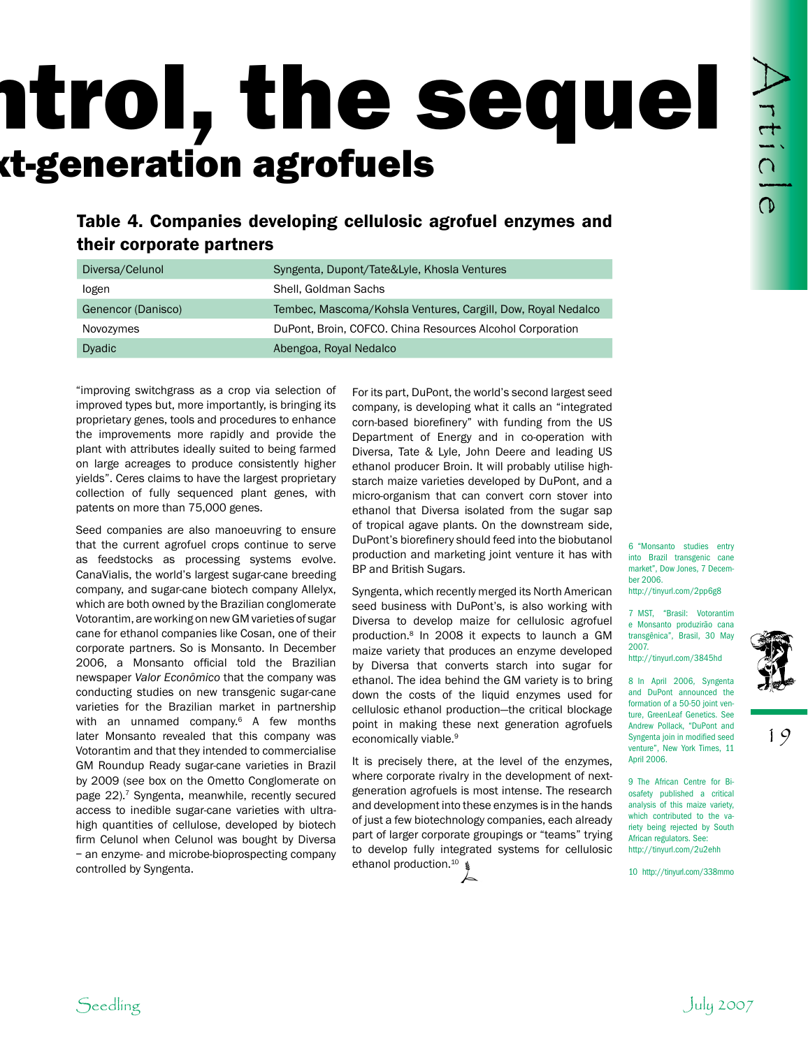# ntrol, the sequel

## xt-generation agrofuels

### Table 4. Companies developing cellulosic agrofuel enzymes and their corporate partners

| | |
|---|---|
| Diversa/Celunol | Syngenta, Dupont/Tate&Lyle, Khosla Ventures |
| Iogen | Shell, Goldman Sachs |
| Genencor (Danisco) | Tembec, Mascoma/Kohsla Ventures, Cargill, Dow, Royal Nedalco |
| Novozymes | DuPont, Broin, COFCO. China Resources Alcohol Corporation |
| Dyadic | Abengoa, Royal Nedalco |

"improving switchgrass as a crop via selection of improved types but, more importantly, is bringing its proprietary genes, tools and procedures to enhance the improvements more rapidly and provide the plant with attributes ideally suited to being farmed on large acreages to produce consistently higher yields". Ceres claims to have the largest proprietary collection of fully sequenced plant genes, with patents on more than 75,000 genes.

Seed companies are also manoeuvring to ensure that the current agrofuel crops continue to serve as feedstocks as processing systems evolve. CanaVialis, the world's largest sugar-cane breeding company, and sugar-cane biotech company Allelyx, which are both owned by the Brazilian conglomerate Votorantim, are working on new GM varieties of sugar cane for ethanol companies like Cosan, one of their corporate partners. So is Monsanto. In December 2006, a Monsanto official told the Brazilian newspaper *Valor Econômico* that the company was conducting studies on new transgenic sugar-cane varieties for the Brazilian market in partnership with an unnamed company.[6] A few months later Monsanto revealed that this company was Votorantim and that they intended to commercialise GM Roundup Ready sugar-cane varieties in Brazil by 2009 (see box on the Ometto Conglomerate on page 22).[7] Syngenta, meanwhile, recently secured access to inedible sugar-cane varieties with ultra-high quantities of cellulose, developed by biotech firm Celunol when Celunol was bought by Diversa – an enzyme- and microbe-bioprospecting company controlled by Syngenta.

For its part, DuPont, the world's second largest seed company, is developing what it calls an "integrated corn-based biorefinery" with funding from the US Department of Energy and in co-operation with Diversa, Tate & Lyle, John Deere and leading US ethanol producer Broin. It will probably utilise high-starch maize varieties developed by DuPont, and a micro-organism that can convert corn stover into ethanol that Diversa isolated from the sugar sap of tropical agave plants. On the downstream side, DuPont's biorefinery should feed into the biobutanol production and marketing joint venture it has with BP and British Sugars.

Syngenta, which recently merged its North American seed business with DuPont's, is also working with Diversa to develop maize for cellulosic agrofuel production.[8] In 2008 it expects to launch a GM maize variety that produces an enzyme developed by Diversa that converts starch into sugar for ethanol. The idea behind the GM variety is to bring down the costs of the liquid enzymes used for cellulosic ethanol production—the critical blockage point in making these next generation agrofuels economically viable.[9]

It is precisely there, at the level of the enzymes, where corporate rivalry in the development of next-generation agrofuels is most intense. The research and development into these enzymes is in the hands of just a few biotechnology companies, each already part of larger corporate groupings or "teams" trying to develop fully integrated systems for cellulosic ethanol production.[10]

6 "Monsanto studies entry into Brazil transgenic cane market", Dow Jones, 7 December 2006. http://tinyurl.com/2pp6g8

7 MST, "Brasil: Votorantim e Monsanto produzirão cana transgênica", Brasil, 30 May 2007. http://tinyurl.com/3845hd

8 In April 2006, Syngenta and DuPont announced the formation of a 50-50 joint venture, GreenLeaf Genetics. See Andrew Pollack, "DuPont and Syngenta join in modified seed venture", New York Times, 11 April 2006.

9 The African Centre for Biosafety published a critical analysis of this maize variety, which contributed to the variety being rejected by South African regulators. See: http://tinyurl.com/2u2ehh

10 http://tinyurl.com/338mmo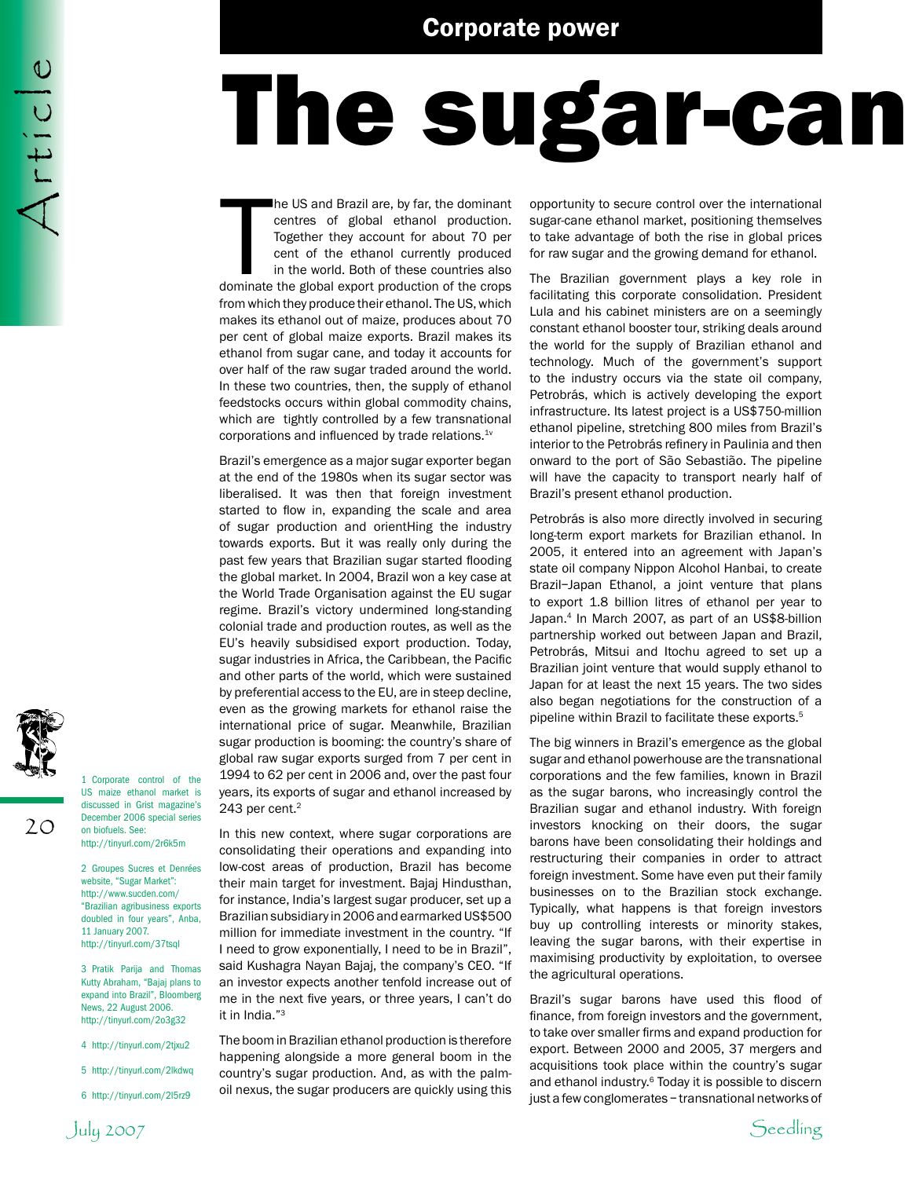Corporate power

# The sugar-can

The US and Brazil are, by far, the dominant centres of global ethanol production. Together they account for about 70 per cent of the ethanol currently produced in the world. Both of these countries also dominate the global export production of the crops from which they produce their ethanol. The US, which makes its ethanol out of maize, produces about 70 per cent of global maize exports. Brazil makes its ethanol from sugar cane, and today it accounts for over half of the raw sugar traded around the world. In these two countries, then, the supply of ethanol feedstocks occurs within global commodity chains, which are tightly controlled by a few transnational corporations and influenced by trade relations.[1v]

Brazil's emergence as a major sugar exporter began at the end of the 1980s when its sugar sector was liberalised. It was then that foreign investment started to flow in, expanding the scale and area of sugar production and orientHing the industry towards exports. But it was really only during the past few years that Brazilian sugar started flooding the global market. In 2004, Brazil won a key case at the World Trade Organisation against the EU sugar regime. Brazil's victory undermined long-standing colonial trade and production routes, as well as the EU's heavily subsidised export production. Today, sugar industries in Africa, the Caribbean, the Pacific and other parts of the world, which were sustained by preferential access to the EU, are in steep decline, even as the growing markets for ethanol raise the international price of sugar. Meanwhile, Brazilian sugar production is booming: the country's share of global raw sugar exports surged from 7 per cent in 1994 to 62 per cent in 2006 and, over the past four years, its exports of sugar and ethanol increased by 243 per cent.[2]

In this new context, where sugar corporations are consolidating their operations and expanding into low-cost areas of production, Brazil has become their main target for investment. Bajaj Hindusthan, for instance, India's largest sugar producer, set up a Brazilian subsidiary in 2006 and earmarked US$500 million for immediate investment in the country. "If I need to grow exponentially, I need to be in Brazil", said Kushagra Nayan Bajaj, the company's CEO. "If an investor expects another tenfold increase out of me in the next five years, or three years, I can't do it in India."[3]

The boom in Brazilian ethanol production is therefore happening alongside a more general boom in the country's sugar production. And, as with the palm-oil nexus, the sugar producers are quickly using this opportunity to secure control over the international sugar-cane ethanol market, positioning themselves to take advantage of both the rise in global prices for raw sugar and the growing demand for ethanol.

The Brazilian government plays a key role in facilitating this corporate consolidation. President Lula and his cabinet ministers are on a seemingly constant ethanol booster tour, striking deals around the world for the supply of Brazilian ethanol and technology. Much of the government's support to the industry occurs via the state oil company, Petrobrás, which is actively developing the export infrastructure. Its latest project is a US$750-million ethanol pipeline, stretching 800 miles from Brazil's interior to the Petrobrás refinery in Paulinia and then onward to the port of São Sebastião. The pipeline will have the capacity to transport nearly half of Brazil's present ethanol production.

Petrobrás is also more directly involved in securing long-term export markets for Brazilian ethanol. In 2005, it entered into an agreement with Japan's state oil company Nippon Alcohol Hanbai, to create Brazil–Japan Ethanol, a joint venture that plans to export 1.8 billion litres of ethanol per year to Japan.[4] In March 2007, as part of an US$8-billion partnership worked out between Japan and Brazil, Petrobrás, Mitsui and Itochu agreed to set up a Brazilian joint venture that would supply ethanol to Japan for at least the next 15 years. The two sides also began negotiations for the construction of a pipeline within Brazil to facilitate these exports.[5]

The big winners in Brazil's emergence as the global sugar and ethanol powerhouse are the transnational corporations and the few families, known in Brazil as the sugar barons, who increasingly control the Brazilian sugar and ethanol industry. With foreign investors knocking on their doors, the sugar barons have been consolidating their holdings and restructuring their companies in order to attract foreign investment. Some have even put their family businesses on to the Brazilian stock exchange. Typically, what happens is that foreign investors buy up controlling interests or minority stakes, leaving the sugar barons, with their expertise in maximising productivity by exploitation, to oversee the agricultural operations.

Brazil's sugar barons have used this flood of finance, from foreign investors and the government, to take over smaller firms and expand production for export. Between 2000 and 2005, 37 mergers and acquisitions took place within the country's sugar and ethanol industry.[6] Today it is possible to discern just a few conglomerates – transnational networks of

---

1 Corporate control of the US maize ethanol market is discussed in Grist magazine's December 2006 special series on biofuels. See: http://tinyurl.com/2r6k5m

2 Groupes Sucres et Denrées website, "Sugar Market": http://www.sucden.com/ "Brazilian agribusiness exports doubled in four years", Anba, 11 January 2007. http://tinyurl.com/37tsql

3 Pratik Parija and Thomas Kutty Abraham, "Bajaj plans to expand into Brazil", Bloomberg News, 22 August 2006. http://tinyurl.com/2o3g32

4 http://tinyurl.com/2tjxu2

5 http://tinyurl.com/2lkdwq

6 http://tinyurl.com/2l5rz9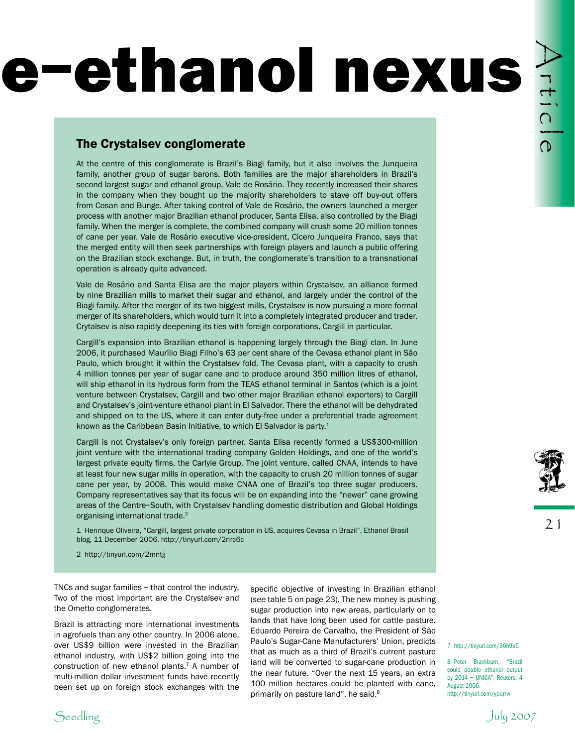# e–ethanol nexus

## The Crystalsev conglomerate

At the centre of this conglomerate is Brazil's Biagi family, but it also involves the Junqueira family, another group of sugar barons. Both families are the major shareholders in Brazil's second largest sugar and ethanol group, Vale de Rosário. They recently increased their shares in the company when they bought up the majority shareholders to stave off buy-out offers from Cosan and Bunge. After taking control of Vale de Rosário, the owners launched a merger process with another major Brazilian ethanol producer, Santa Elisa, also controlled by the Biagi family. When the merger is complete, the combined company will crush some 20 million tonnes of cane per year. Vale de Rosário executive vice-president, Cícero Junqueira Franco, says that the merged entity will then seek partnerships with foreign players and launch a public offering on the Brazilian stock exchange. But, in truth, the conglomerate's transition to a transnational operation is already quite advanced.

Vale de Rosário and Santa Elisa are the major players within Crystalsev, an alliance formed by nine Brazilian mills to market their sugar and ethanol, and largely under the control of the Biagi family. After the merger of its two biggest mills, Crystalsev is now pursuing a more formal merger of its shareholders, which would turn it into a completely integrated producer and trader. Crytalsev is also rapidly deepening its ties with foreign corporations, Cargill in particular.

Cargill's expansion into Brazilian ethanol is happening largely through the Biagi clan. In June 2006, it purchased Maurílio Biagi Filho's 63 per cent share of the Cevasa ethanol plant in São Paulo, which brought it within the Crystalsev fold. The Cevasa plant, with a capacity to crush 4 million tonnes per year of sugar cane and to produce around 350 million litres of ethanol, will ship ethanol in its hydrous form from the TEAS ethanol terminal in Santos (which is a joint venture between Crystalsev, Cargill and two other major Brazilian ethanol exporters) to Cargill and Crystalsev's joint-venture ethanol plant in El Salvador. There the ethanol will be dehydrated and shipped on to the US, where it can enter duty-free under a preferential trade agreement known as the Caribbean Basin Initiative, to which El Salvador is party.[1]

Cargill is not Crystalsev's only foreign partner. Santa Elisa recently formed a US$300-million joint venture with the international trading company Golden Holdings, and one of the world's largest private equity firms, the Carlyle Group. The joint venture, called CNAA, intends to have at least four new sugar mills in operation, with the capacity to crush 20 million tonnes of sugar cane per year, by 2008. This would make CNAA one of Brazil's top three sugar producers. Company representatives say that its focus will be on expanding into the "newer" cane growing areas of the Centre–South, with Crystalsev handling domestic distribution and Global Holdings organising international trade.[2]

1 Henrique Oliveira, "Cargill, largest private corporation in US, acquires Cevasa in Brazil", Ethanol Brasil blog, 11 December 2006. http://tinyurl.com/2nrc6c

2 http://tinyurl.com/2mntjj

TNCs and sugar families – that control the industry. Two of the most important are the Crystalsev and the Ometto conglomerates.

Brazil is attracting more international investments in agrofuels than any other country. In 2006 alone, over US$9 billion were invested in the Brazilian ethanol industry, with US$2 billion going into the construction of new ethanol plants.[7] A number of multi-million dollar investment funds have recently been set up on foreign stock exchanges with the specific objective of investing in Brazilian ethanol (*see* table 5 on page 23). The new money is pushing sugar production into new areas, particularly on to lands that have long been used for cattle pasture. Eduardo Pereira de Carvalho, the President of São Paulo's Sugar-Cane Manufacturers' Union, predicts that as much as a third of Brazil's current pasture land will be converted to sugar-cane production in the near future. "Over the next 15 years, an extra 100 million hectares could be planted with cane, primarily on pasture land", he said.[8]

7 http://tinyurl.com/36h9a5

8 Peter Blackburn, "Brazil could double ethanol output by 2014 – UNICA", Reuters, 4 August 2006. http://tinyurl.com/ypqrrw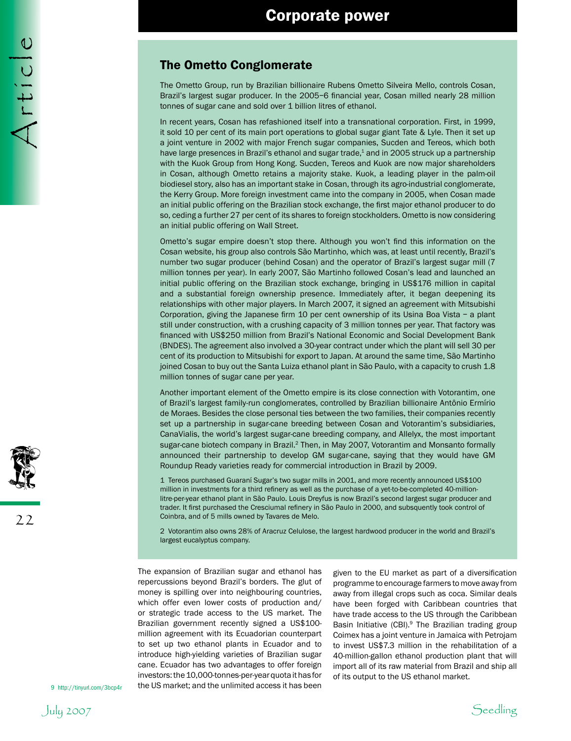## The Ometto Conglomerate

The Ometto Group, run by Brazilian billionaire Rubens Ometto Silveira Mello, controls Cosan, Brazil's largest sugar producer. In the 2005–6 financial year, Cosan milled nearly 28 million tonnes of sugar cane and sold over 1 billion litres of ethanol.

In recent years, Cosan has refashioned itself into a transnational corporation. First, in 1999, it sold 10 per cent of its main port operations to global sugar giant Tate & Lyle. Then it set up a joint venture in 2002 with major French sugar companies, Sucden and Tereos, which both have large presences in Brazil's ethanol and sugar trade,[1] and in 2005 struck up a partnership with the Kuok Group from Hong Kong. Sucden, Tereos and Kuok are now major shareholders in Cosan, although Ometto retains a majority stake. Kuok, a leading player in the palm-oil biodiesel story, also has an important stake in Cosan, through its agro-industrial conglomerate, the Kerry Group. More foreign investment came into the company in 2005, when Cosan made an initial public offering on the Brazilian stock exchange, the first major ethanol producer to do so, ceding a further 27 per cent of its shares to foreign stockholders. Ometto is now considering an initial public offering on Wall Street.

Ometto's sugar empire doesn't stop there. Although you won't find this information on the Cosan website, his group also controls São Martinho, which was, at least until recently, Brazil's number two sugar producer (behind Cosan) and the operator of Brazil's largest sugar mill (7 million tonnes per year). In early 2007, São Martinho followed Cosan's lead and launched an initial public offering on the Brazilian stock exchange, bringing in US$176 million in capital and a substantial foreign ownership presence. Immediately after, it began deepening its relationships with other major players. In March 2007, it signed an agreement with Mitsubishi Corporation, giving the Japanese firm 10 per cent ownership of its Usina Boa Vista – a plant still under construction, with a crushing capacity of 3 million tonnes per year. That factory was financed with US$250 million from Brazil's National Economic and Social Development Bank (BNDES). The agreement also involved a 30-year contract under which the plant will sell 30 per cent of its production to Mitsubishi for export to Japan. At around the same time, São Martinho joined Cosan to buy out the Santa Luiza ethanol plant in São Paulo, with a capacity to crush 1.8 million tonnes of sugar cane per year.

Another important element of the Ometto empire is its close connection with Votorantim, one of Brazil's largest family-run conglomerates, controlled by Brazilian billionaire Antônio Ermírio de Moraes. Besides the close personal ties between the two families, their companies recently set up a partnership in sugar-cane breeding between Cosan and Votorantim's subsidiaries, CanaVialis, the world's largest sugar-cane breeding company, and Allelyx, the most important sugar-cane biotech company in Brazil.[2] Then, in May 2007, Votorantim and Monsanto formally announced their partnership to develop GM sugar-cane, saying that they would have GM Roundup Ready varieties ready for commercial introduction in Brazil by 2009.

1 Tereos purchased Guaraní Sugar's two sugar mills in 2001, and more recently announced US$100 million in investments for a third refinery as well as the purchase of a yet-to-be-completed 40-million-litre-per-year ethanol plant in São Paulo. Louis Dreyfus is now Brazil's second largest sugar producer and trader. It first purchased the Cresciumal refinery in São Paulo in 2000, and subsquently took control of Coinbra, and of 5 mills owned by Tavares de Melo.

2 Votorantim also owns 28% of Aracruz Celulose, the largest hardwood producer in the world and Brazil's largest eucalyptus company.

The expansion of Brazilian sugar and ethanol has repercussions beyond Brazil's borders. The glut of money is spilling over into neighbouring countries, which offer even lower costs of production and/or strategic trade access to the US market. The Brazilian government recently signed a US$100-million agreement with its Ecuadorian counterpart to set up two ethanol plants in Ecuador and to introduce high-yielding varieties of Brazilian sugar cane. Ecuador has two advantages to offer foreign investors: the 10,000-tonnes-per-year quota it has for the US market; and the unlimited access it has been given to the EU market as part of a diversification programme to encourage farmers to move away from away from illegal crops such as coca. Similar deals have been forged with Caribbean countries that have trade access to the US through the Caribbean Basin Initiative (CBI).[9] The Brazilian trading group Coimex has a joint venture in Jamaica with Petrojam to invest US$7.3 million in the rehabilitation of a 40-million-gallon ethanol production plant that will import all of its raw material from Brazil and ship all of its output to the US ethanol market.

9 http://tinyurl.com/3bcp4r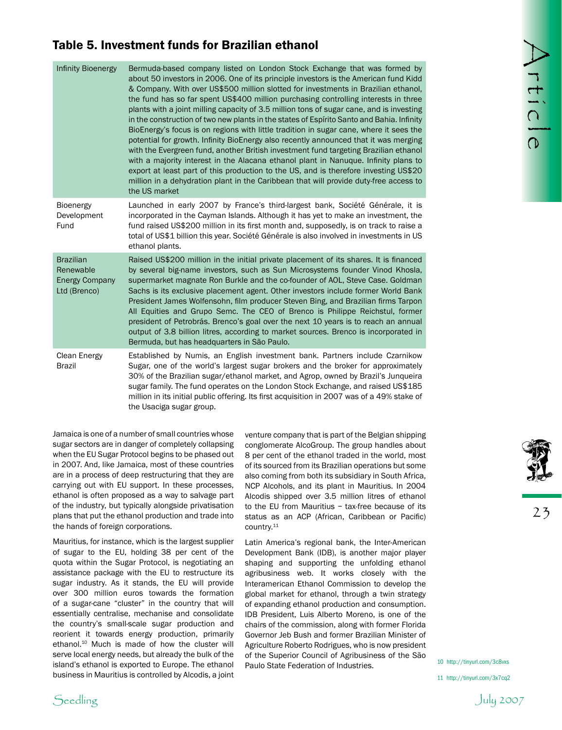## Table 5. Investment funds for Brazilian ethanol

| | |
|---|---|
| Infinity Bioenergy | Bermuda-based company listed on London Stock Exchange that was formed by about 50 investors in 2006. One of its principle investors is the American fund Kidd & Company. With over US$500 million slotted for investments in Brazilian ethanol, the fund has so far spent US$400 million purchasing controlling interests in three plants with a joint milling capacity of 3.5 million tons of sugar cane, and is investing in the construction of two new plants in the states of Espírito Santo and Bahia. Infinity BioEnergy's focus is on regions with little tradition in sugar cane, where it sees the potential for growth. Infinity BioEnergy also recently announced that it was merging with the Evergreen fund, another British investment fund targeting Brazilian ethanol with a majority interest in the Alacana ethanol plant in Nanuque. Infinity plans to export at least part of this production to the US, and is therefore investing US$20 million in a dehydration plant in the Caribbean that will provide duty-free access to the US market |
| Bioenergy Development Fund | Launched in early 2007 by France's third-largest bank, Société Générale, it is incorporated in the Cayman Islands. Although it has yet to make an investment, the fund raised US$200 million in its first month and, supposedly, is on track to raise a total of US$1 billion this year. Société Générale is also involved in investments in US ethanol plants. |
| Brazilian Renewable Energy Company Ltd (Brenco) | Raised US$200 million in the initial private placement of its shares. It is financed by several big-name investors, such as Sun Microsystems founder Vinod Khosla, supermarket magnate Ron Burkle and the co-founder of AOL, Steve Case. Goldman Sachs is its exclusive placement agent. Other investors include former World Bank President James Wolfensohn, film producer Steven Bing, and Brazilian firms Tarpon All Equities and Grupo Semc. The CEO of Brenco is Philippe Reichstul, former president of Petrobrás. Brenco's goal over the next 10 years is to reach an annual output of 3.8 billion litres, according to market sources. Brenco is incorporated in Bermuda, but has headquarters in São Paulo. |
| Clean Energy Brazil | Established by Numis, an English investment bank. Partners include Czarnikow Sugar, one of the world's largest sugar brokers and the broker for approximately 30% of the Brazilian sugar/ethanol market, and Agrop, owned by Brazil's Junqueira sugar family. The fund operates on the London Stock Exchange, and raised US$185 million in its initial public offering. Its first acquisition in 2007 was of a 49% stake of the Usaciga sugar group. |

Jamaica is one of a number of small countries whose sugar sectors are in danger of completely collapsing when the EU Sugar Protocol begins to be phased out in 2007. And, like Jamaica, most of these countries are in a process of deep restructuring that they are carrying out with EU support. In these processes, ethanol is often proposed as a way to salvage part of the industry, but typically alongside privatisation plans that put the ethanol production and trade into the hands of foreign corporations.

Mauritius, for instance, which is the largest supplier of sugar to the EU, holding 38 per cent of the quota within the Sugar Protocol, is negotiating an assistance package with the EU to restructure its sugar industry. As it stands, the EU will provide over 300 million euros towards the formation of a sugar-cane "cluster" in the country that will essentially centralise, mechanise and consolidate the country's small-scale sugar production and reorient it towards energy production, primarily ethanol.[10] Much is made of how the cluster will serve local energy needs, but already the bulk of the island's ethanol is exported to Europe. The ethanol business in Mauritius is controlled by Alcodis, a joint venture company that is part of the Belgian shipping conglomerate AlcoGroup. The group handles about 8 per cent of the ethanol traded in the world, most of its sourced from its Brazilian operations but some also coming from both its subsidiary in South Africa, NCP Alcohols, and its plant in Mauritius. In 2004 Alcodis shipped over 3.5 million litres of ethanol to the EU from Mauritius – tax-free because of its status as an ACP (African, Caribbean or Pacific) country.[11]

Latin America's regional bank, the Inter-American Development Bank (IDB), is another major player shaping and supporting the unfolding ethanol agribusiness web. It works closely with the Interamerican Ethanol Commission to develop the global market for ethanol, through a twin strategy of expanding ethanol production and consumption. IDB President, Luis Alberto Moreno, is one of the chairs of the commission, along with former Florida Governor Jeb Bush and former Brazilian Minister of Agriculture Roberto Rodrigues, who is now president of the Superior Council of Agribusiness of the São Paulo State Federation of Industries.

10 http://tinyurl.com/3c8vxs

11 http://tinyurl.com/3x7cq2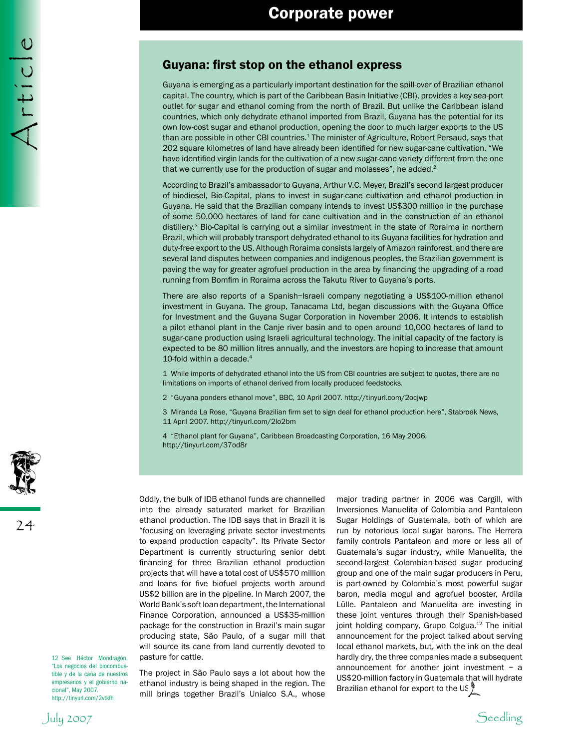## Guyana: first stop on the ethanol express

Guyana is emerging as a particularly important destination for the spill-over of Brazilian ethanol capital. The country, which is part of the Caribbean Basin Initiative (CBI), provides a key sea-port outlet for sugar and ethanol coming from the north of Brazil. But unlike the Caribbean island countries, which only dehydrate ethanol imported from Brazil, Guyana has the potential for its own low-cost sugar and ethanol production, opening the door to much larger exports to the US than are possible in other CBI countries.[1] The minister of Agriculture, Robert Persaud, says that 202 square kilometres of land have already been identified for new sugar-cane cultivation. "We have identified virgin lands for the cultivation of a new sugar-cane variety different from the one that we currently use for the production of sugar and molasses", he added.[2]

According to Brazil's ambassador to Guyana, Arthur V.C. Meyer, Brazil's second largest producer of biodiesel, Bio-Capital, plans to invest in sugar-cane cultivation and ethanol production in Guyana. He said that the Brazilian company intends to invest US$300 million in the purchase of some 50,000 hectares of land for cane cultivation and in the construction of an ethanol distillery.[3] Bio-Capital is carrying out a similar investment in the state of Roraima in northern Brazil, which will probably transport dehydrated ethanol to its Guyana facilities for hydration and duty-free export to the US. Although Roraima consists largely of Amazon rainforest, and there are several land disputes between companies and indigenous peoples, the Brazilian government is paving the way for greater agrofuel production in the area by financing the upgrading of a road running from Bomfim in Roraima across the Takutu River to Guyana's ports.

There are also reports of a Spanish–Israeli company negotiating a US$100-million ethanol investment in Guyana. The group, Tanacama Ltd, began discussions with the Guyana Office for Investment and the Guyana Sugar Corporation in November 2006. It intends to establish a pilot ethanol plant in the Canje river basin and to open around 10,000 hectares of land to sugar-cane production using Israeli agricultural technology. The initial capacity of the factory is expected to be 80 million litres annually, and the investors are hoping to increase that amount 10-fold within a decade.[4]

1 While imports of dehydrated ethanol into the US from CBI countries are subject to quotas, there are no limitations on imports of ethanol derived from locally produced feedstocks.

2 "Guyana ponders ethanol move", BBC, 10 April 2007. http://tinyurl.com/2ocjwp

3 Miranda La Rose, "Guyana Brazilian firm set to sign deal for ethanol production here", Stabroek News, 11 April 2007. http://tinyurl.com/2lo2bm

4 "Ethanol plant for Guyana", Caribbean Broadcasting Corporation, 16 May 2006. http://tinyurl.com/37od8r

Oddly, the bulk of IDB ethanol funds are channelled into the already saturated market for Brazilian ethanol production. The IDB says that in Brazil it is "focusing on leveraging private sector investments to expand production capacity". Its Private Sector Department is currently structuring senior debt financing for three Brazilian ethanol production projects that will have a total cost of US$570 million and loans for five biofuel projects worth around US$2 billion are in the pipeline. In March 2007, the World Bank's soft loan department, the International Finance Corporation, announced a US$35-million package for the construction in Brazil's main sugar producing state, São Paulo, of a sugar mill that will source its cane from land currently devoted to pasture for cattle.

The project in São Paulo says a lot about how the ethanol industry is being shaped in the region. The mill brings together Brazil's Unialco S.A., whose major trading partner in 2006 was Cargill, with Inversiones Manuelita of Colombia and Pantaleon Sugar Holdings of Guatemala, both of which are run by notorious local sugar barons. The Herrera family controls Pantaleon and more or less all of Guatemala's sugar industry, while Manuelita, the second-largest Colombian-based sugar producing group and one of the main sugar producers in Peru, is part-owned by Colombia's most powerful sugar baron, media mogul and agrofuel booster, Ardila Lülle. Pantaleon and Manuelita are investing in these joint ventures through their Spanish-based joint holding company, Grupo Colgua.[12] The initial announcement for the project talked about serving local ethanol markets, but, with the ink on the deal hardly dry, the three companies made a subsequent announcement for another joint investment – a US$20-million factory in Guatemala that will hydrate Brazilian ethanol for export to the US.

12 See Héctor Mondragón, "Los negocios del biocombustible y de la caña de nuestros empresarios y el gobierno nacional", May 2007. http://tinyurl.com/2vtkfh